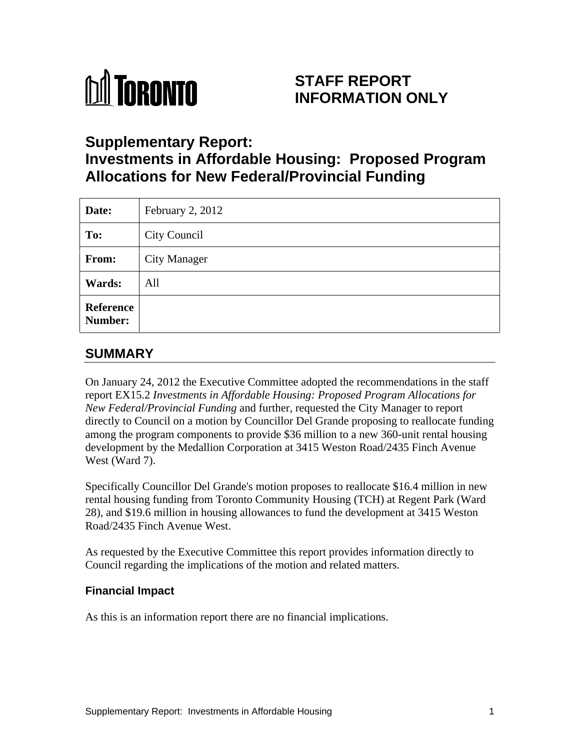TORONTO

# STAFF REPORT INFORMATION ONLY

# Supplementary Report: Investments in Affordable Housing: Proposed Program Allocations for New Federal/Provincial Funding

| | |
|---|---|
| **Date:** | February 2, 2012 |
| **To:** | City Council |
| **From:** | City Manager |
| **Wards:** | All |
| **Reference Number:** | |

## SUMMARY

On January 24, 2012 the Executive Committee adopted the recommendations in the staff report EX15.2 *Investments in Affordable Housing: Proposed Program Allocations for New Federal/Provincial Funding* and further, requested the City Manager to report directly to Council on a motion by Councillor Del Grande proposing to reallocate funding among the program components to provide $36 million to a new 360-unit rental housing development by the Medallion Corporation at 3415 Weston Road/2435 Finch Avenue West (Ward 7).

Specifically Councillor Del Grande's motion proposes to reallocate $16.4 million in new rental housing funding from Toronto Community Housing (TCH) at Regent Park (Ward 28), and $19.6 million in housing allowances to fund the development at 3415 Weston Road/2435 Finch Avenue West.

As requested by the Executive Committee this report provides information directly to Council regarding the implications of the motion and related matters.

### Financial Impact

As this is an information report there are no financial implications.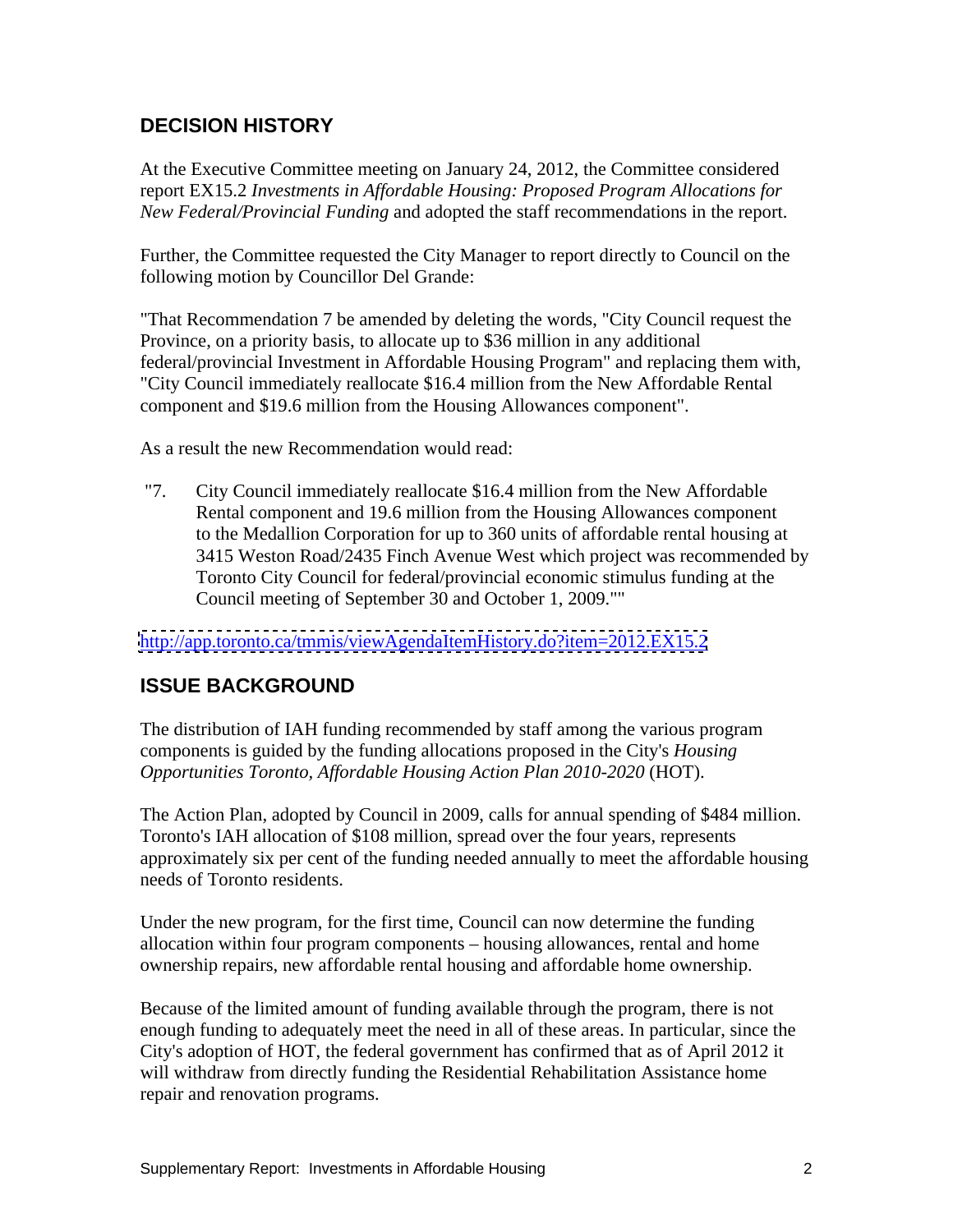## DECISION HISTORY

At the Executive Committee meeting on January 24, 2012, the Committee considered report EX15.2 *Investments in Affordable Housing: Proposed Program Allocations for New Federal/Provincial Funding* and adopted the staff recommendations in the report.

Further, the Committee requested the City Manager to report directly to Council on the following motion by Councillor Del Grande:

"That Recommendation 7 be amended by deleting the words, "City Council request the Province, on a priority basis, to allocate up to $36 million in any additional federal/provincial Investment in Affordable Housing Program" and replacing them with, "City Council immediately reallocate $16.4 million from the New Affordable Rental component and $19.6 million from the Housing Allowances component".

As a result the new Recommendation would read:

"7. City Council immediately reallocate $16.4 million from the New Affordable Rental component and 19.6 million from the Housing Allowances component to the Medallion Corporation for up to 360 units of affordable rental housing at 3415 Weston Road/2435 Finch Avenue West which project was recommended by Toronto City Council for federal/provincial economic stimulus funding at the Council meeting of September 30 and October 1, 2009.""

http://app.toronto.ca/tmmis/viewAgendaItemHistory.do?item=2012.EX15.2

## ISSUE BACKGROUND

The distribution of IAH funding recommended by staff among the various program components is guided by the funding allocations proposed in the City's *Housing Opportunities Toronto, Affordable Housing Action Plan 2010-2020* (HOT).

The Action Plan, adopted by Council in 2009, calls for annual spending of $484 million. Toronto's IAH allocation of $108 million, spread over the four years, represents approximately six per cent of the funding needed annually to meet the affordable housing needs of Toronto residents.

Under the new program, for the first time, Council can now determine the funding allocation within four program components – housing allowances, rental and home ownership repairs, new affordable rental housing and affordable home ownership.

Because of the limited amount of funding available through the program, there is not enough funding to adequately meet the need in all of these areas. In particular, since the City's adoption of HOT, the federal government has confirmed that as of April 2012 it will withdraw from directly funding the Residential Rehabilitation Assistance home repair and renovation programs.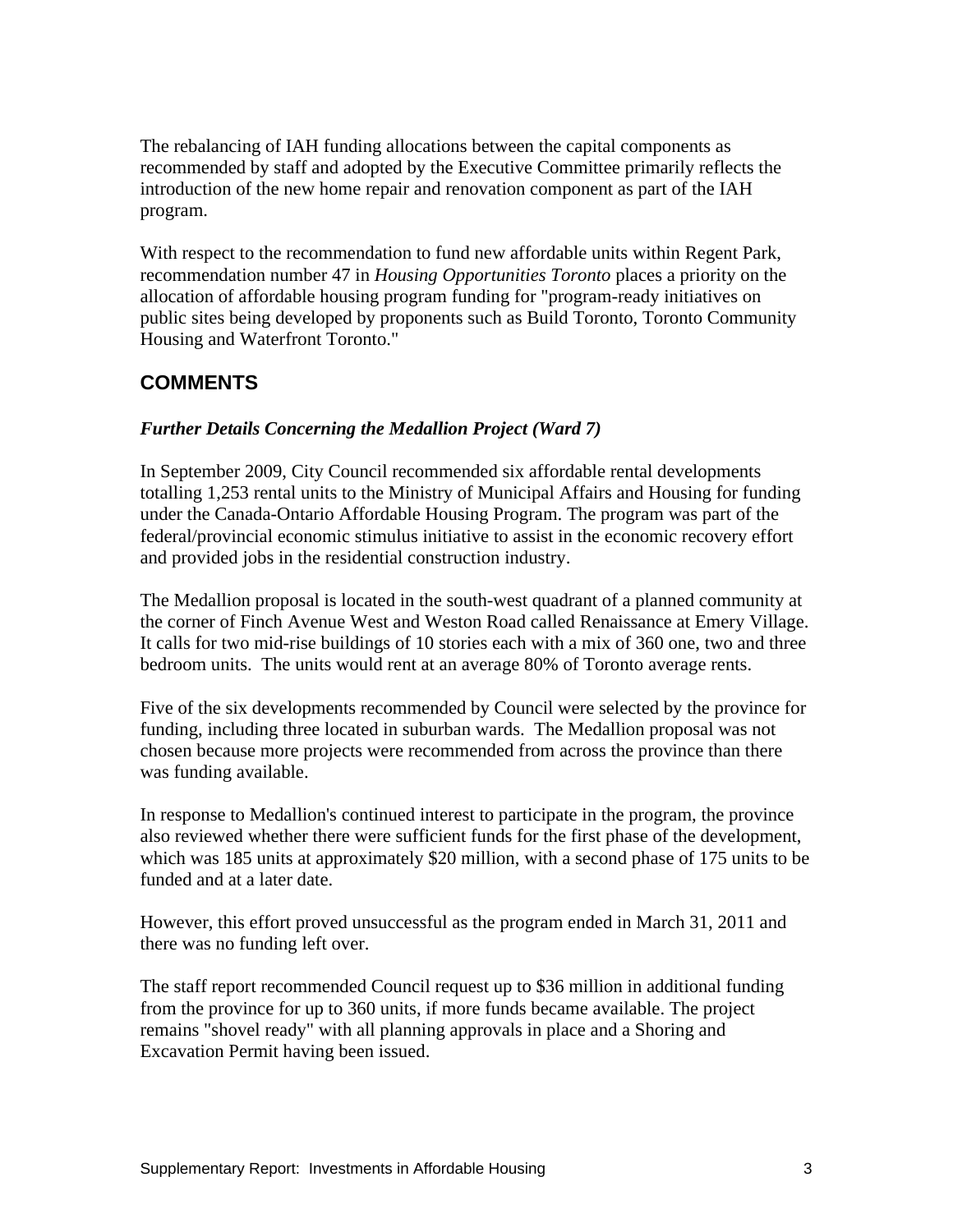The rebalancing of IAH funding allocations between the capital components as recommended by staff and adopted by the Executive Committee primarily reflects the introduction of the new home repair and renovation component as part of the IAH program.

With respect to the recommendation to fund new affordable units within Regent Park, recommendation number 47 in *Housing Opportunities Toronto* places a priority on the allocation of affordable housing program funding for "program-ready initiatives on public sites being developed by proponents such as Build Toronto, Toronto Community Housing and Waterfront Toronto."

## COMMENTS

### *Further Details Concerning the Medallion Project (Ward 7)*

In September 2009, City Council recommended six affordable rental developments totalling 1,253 rental units to the Ministry of Municipal Affairs and Housing for funding under the Canada-Ontario Affordable Housing Program. The program was part of the federal/provincial economic stimulus initiative to assist in the economic recovery effort and provided jobs in the residential construction industry.

The Medallion proposal is located in the south-west quadrant of a planned community at the corner of Finch Avenue West and Weston Road called Renaissance at Emery Village. It calls for two mid-rise buildings of 10 stories each with a mix of 360 one, two and three bedroom units. The units would rent at an average 80% of Toronto average rents.

Five of the six developments recommended by Council were selected by the province for funding, including three located in suburban wards. The Medallion proposal was not chosen because more projects were recommended from across the province than there was funding available.

In response to Medallion's continued interest to participate in the program, the province also reviewed whether there were sufficient funds for the first phase of the development, which was 185 units at approximately $20 million, with a second phase of 175 units to be funded and at a later date.

However, this effort proved unsuccessful as the program ended in March 31, 2011 and there was no funding left over.

The staff report recommended Council request up to $36 million in additional funding from the province for up to 360 units, if more funds became available. The project remains "shovel ready" with all planning approvals in place and a Shoring and Excavation Permit having been issued.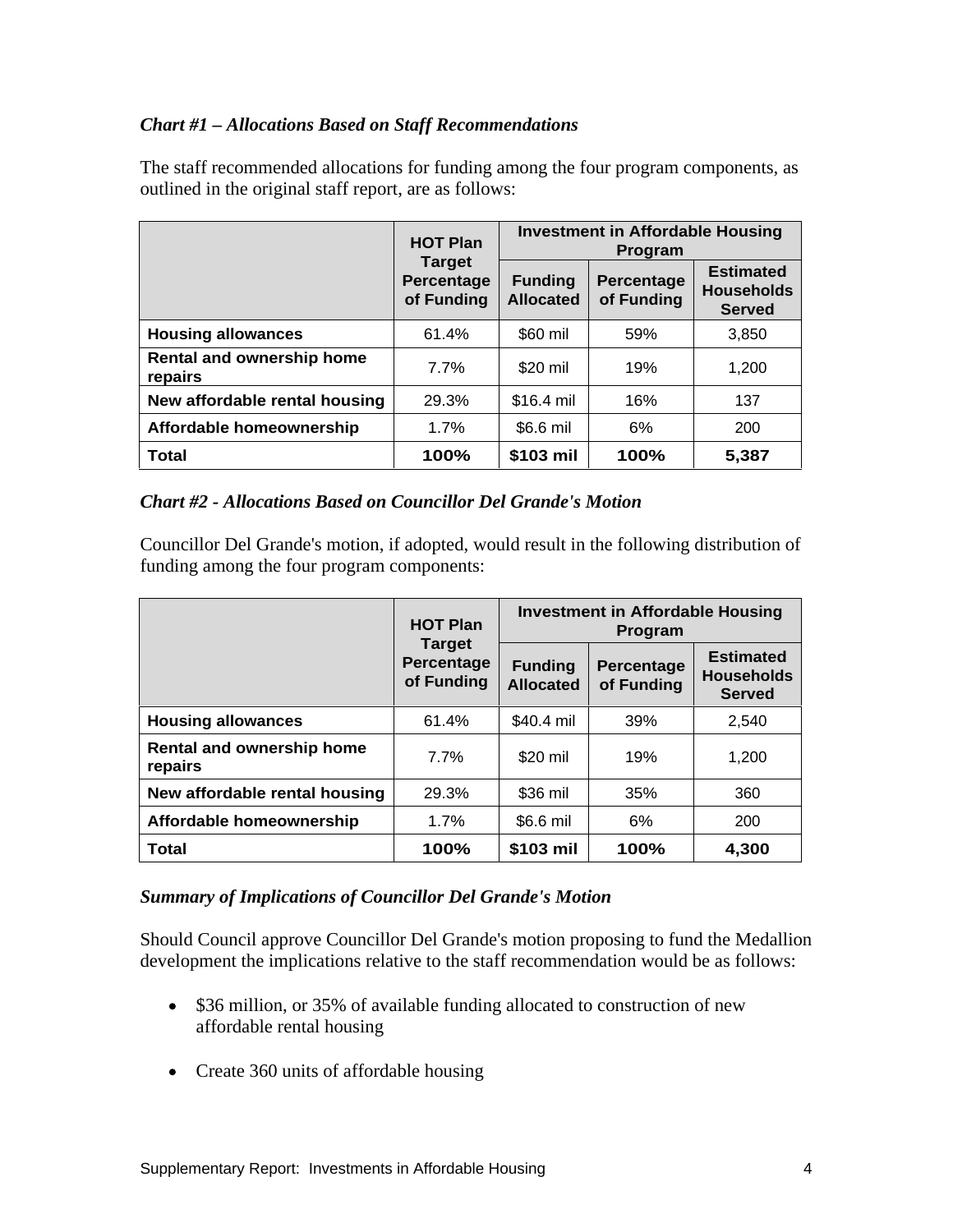### *Chart #1 – Allocations Based on Staff Recommendations*

The staff recommended allocations for funding among the four program components, as outlined in the original staff report, are as follows:

| | HOT Plan Target Percentage of Funding | Investment in Affordable Housing Program | | |
|---|---|---|---|---|
| | | Funding Allocated | Percentage of Funding | Estimated Households Served |
| **Housing allowances** | 61.4% | $60 mil | 59% | 3,850 |
| **Rental and ownership home repairs** | 7.7% | $20 mil | 19% | 1,200 |
| **New affordable rental housing** | 29.3% | $16.4 mil | 16% | 137 |
| **Affordable homeownership** | 1.7% | $6.6 mil | 6% | 200 |
| **Total** | **100%** | **$103 mil** | **100%** | **5,387** |

### *Chart #2 - Allocations Based on Councillor Del Grande's Motion*

Councillor Del Grande's motion, if adopted, would result in the following distribution of funding among the four program components:

| | HOT Plan Target Percentage of Funding | Investment in Affordable Housing Program | | |
|---|---|---|---|---|
| | | Funding Allocated | Percentage of Funding | Estimated Households Served |
| **Housing allowances** | 61.4% | $40.4 mil | 39% | 2,540 |
| **Rental and ownership home repairs** | 7.7% | $20 mil | 19% | 1,200 |
| **New affordable rental housing** | 29.3% | $36 mil | 35% | 360 |
| **Affordable homeownership** | 1.7% | $6.6 mil | 6% | 200 |
| **Total** | **100%** | **$103 mil** | **100%** | **4,300** |

### *Summary of Implications of Councillor Del Grande's Motion*

Should Council approve Councillor Del Grande's motion proposing to fund the Medallion development the implications relative to the staff recommendation would be as follows:

- $36 million, or 35% of available funding allocated to construction of new affordable rental housing

- Create 360 units of affordable housing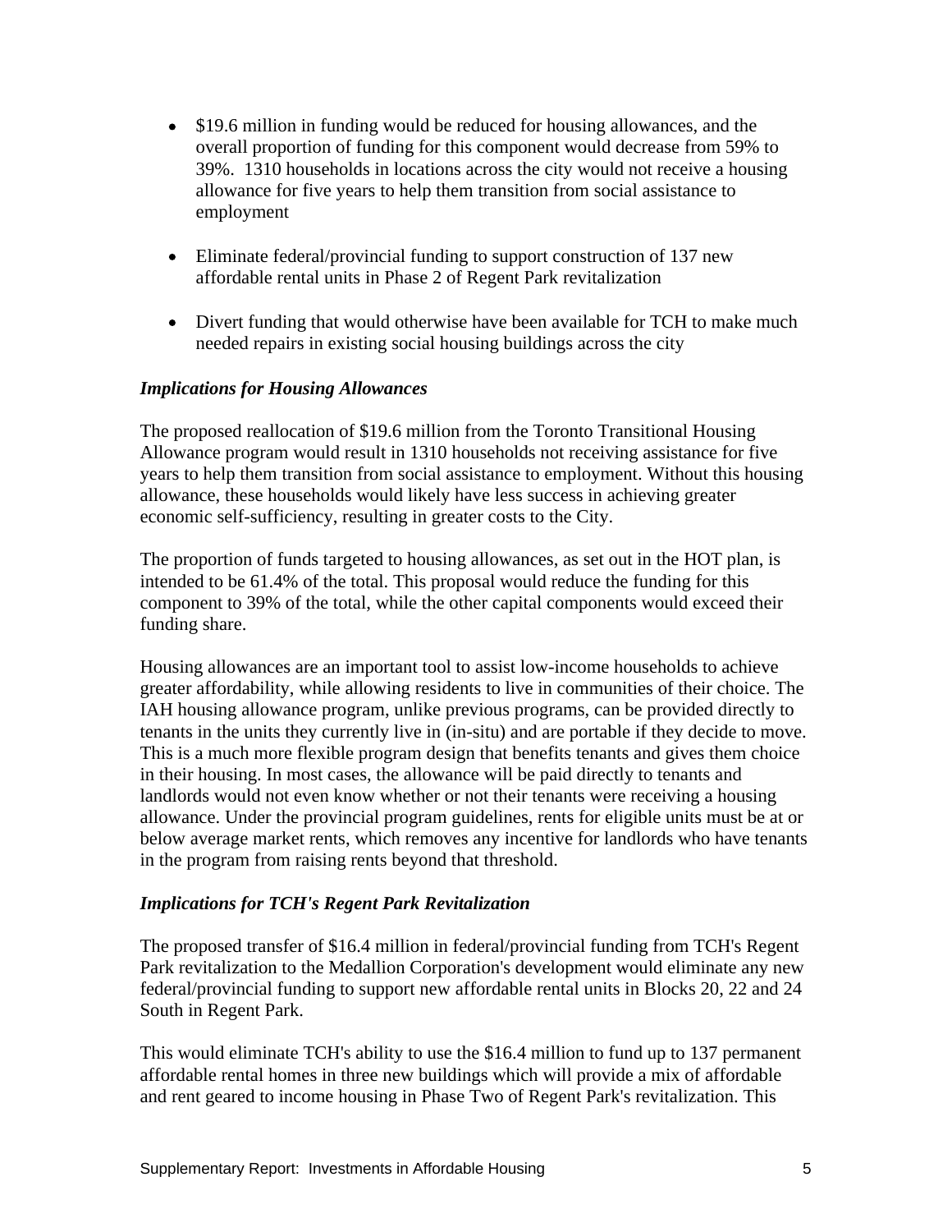- $19.6 million in funding would be reduced for housing allowances, and the overall proportion of funding for this component would decrease from 59% to 39%. 1310 households in locations across the city would not receive a housing allowance for five years to help them transition from social assistance to employment

- Eliminate federal/provincial funding to support construction of 137 new affordable rental units in Phase 2 of Regent Park revitalization

- Divert funding that would otherwise have been available for TCH to make much needed repairs in existing social housing buildings across the city

***Implications for Housing Allowances***

The proposed reallocation of $19.6 million from the Toronto Transitional Housing Allowance program would result in 1310 households not receiving assistance for five years to help them transition from social assistance to employment. Without this housing allowance, these households would likely have less success in achieving greater economic self-sufficiency, resulting in greater costs to the City.

The proportion of funds targeted to housing allowances, as set out in the HOT plan, is intended to be 61.4% of the total. This proposal would reduce the funding for this component to 39% of the total, while the other capital components would exceed their funding share.

Housing allowances are an important tool to assist low-income households to achieve greater affordability, while allowing residents to live in communities of their choice. The IAH housing allowance program, unlike previous programs, can be provided directly to tenants in the units they currently live in (in-situ) and are portable if they decide to move. This is a much more flexible program design that benefits tenants and gives them choice in their housing. In most cases, the allowance will be paid directly to tenants and landlords would not even know whether or not their tenants were receiving a housing allowance. Under the provincial program guidelines, rents for eligible units must be at or below average market rents, which removes any incentive for landlords who have tenants in the program from raising rents beyond that threshold.

***Implications for TCH's Regent Park Revitalization***

The proposed transfer of $16.4 million in federal/provincial funding from TCH's Regent Park revitalization to the Medallion Corporation's development would eliminate any new federal/provincial funding to support new affordable rental units in Blocks 20, 22 and 24 South in Regent Park.

This would eliminate TCH's ability to use the $16.4 million to fund up to 137 permanent affordable rental homes in three new buildings which will provide a mix of affordable and rent geared to income housing in Phase Two of Regent Park's revitalization. This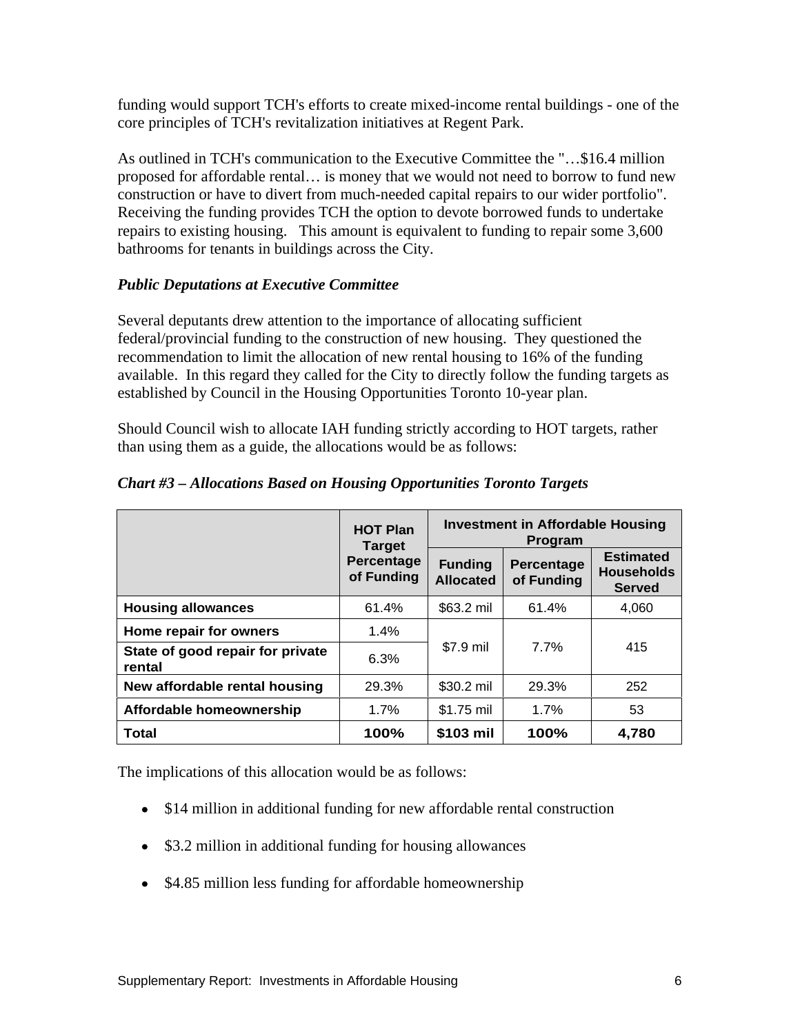funding would support TCH's efforts to create mixed-income rental buildings - one of the core principles of TCH's revitalization initiatives at Regent Park.

As outlined in TCH's communication to the Executive Committee the "…$16.4 million proposed for affordable rental… is money that we would not need to borrow to fund new construction or have to divert from much-needed capital repairs to our wider portfolio". Receiving the funding provides TCH the option to devote borrowed funds to undertake repairs to existing housing. This amount is equivalent to funding to repair some 3,600 bathrooms for tenants in buildings across the City.

***Public Deputations at Executive Committee***

Several deputants drew attention to the importance of allocating sufficient federal/provincial funding to the construction of new housing. They questioned the recommendation to limit the allocation of new rental housing to 16% of the funding available. In this regard they called for the City to directly follow the funding targets as established by Council in the Housing Opportunities Toronto 10-year plan.

Should Council wish to allocate IAH funding strictly according to HOT targets, rather than using them as a guide, the allocations would be as follows:

***Chart #3 – Allocations Based on Housing Opportunities Toronto Targets***

| | HOT Plan Target Percentage of Funding | Investment in Affordable Housing Program | | |
|---|---|---|---|---|
| | | Funding Allocated | Percentage of Funding | Estimated Households Served |
| **Housing allowances** | 61.4% | $63.2 mil | 61.4% | 4,060 |
| **Home repair for owners** | 1.4% | $7.9 mil | 7.7% | 415 |
| **State of good repair for private rental** | 6.3% | | | |
| **New affordable rental housing** | 29.3% | $30.2 mil | 29.3% | 252 |
| **Affordable homeownership** | 1.7% | $1.75 mil | 1.7% | 53 |
| **Total** | **100%** | **$103 mil** | **100%** | **4,780** |

The implications of this allocation would be as follows:

- $14 million in additional funding for new affordable rental construction
- $3.2 million in additional funding for housing allowances
- $4.85 million less funding for affordable homeownership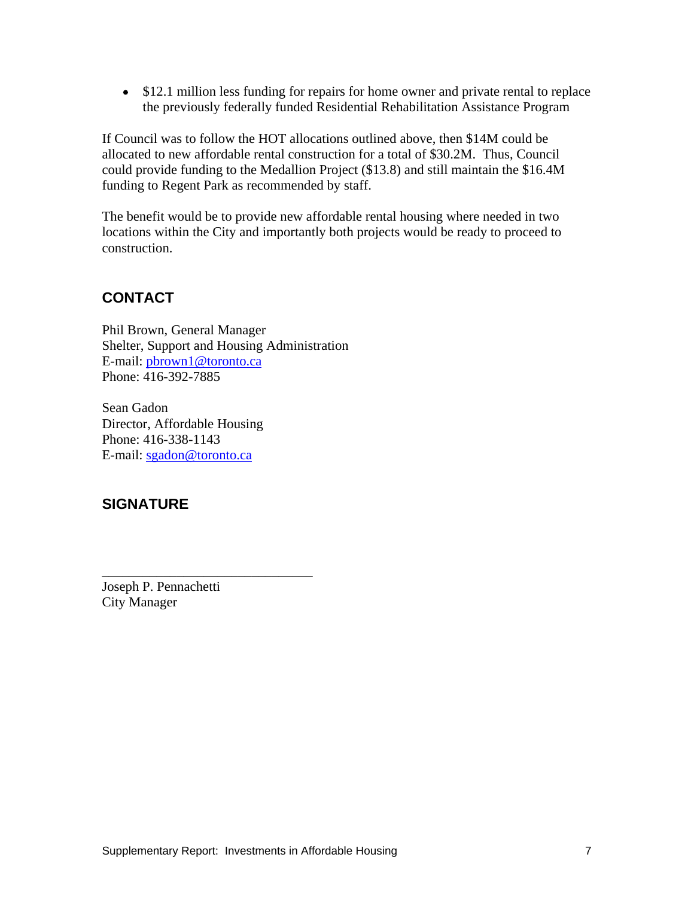- $12.1 million less funding for repairs for home owner and private rental to replace the previously federally funded Residential Rehabilitation Assistance Program

If Council was to follow the HOT allocations outlined above, then $14M could be allocated to new affordable rental construction for a total of $30.2M. Thus, Council could provide funding to the Medallion Project ($13.8) and still maintain the $16.4M funding to Regent Park as recommended by staff.

The benefit would be to provide new affordable rental housing where needed in two locations within the City and importantly both projects would be ready to proceed to construction.

## CONTACT

Phil Brown, General Manager
Shelter, Support and Housing Administration
E-mail: pbrown1@toronto.ca
Phone: 416-392-7885

Sean Gadon
Director, Affordable Housing
Phone: 416-338-1143
E-mail: sgadon@toronto.ca

## SIGNATURE

_______________________________

Joseph P. Pennachetti
City Manager